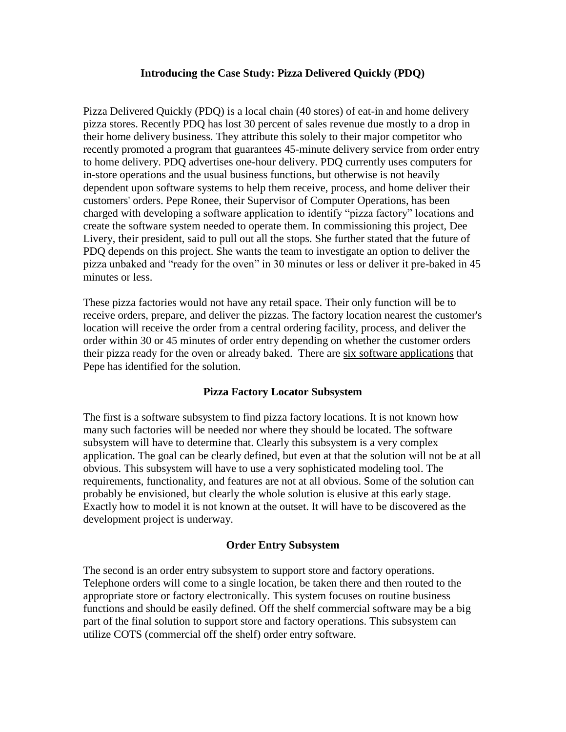# Introducing the Case Study: Pizza Delivered Quickly (PDQ)

Pizza Delivered Quickly (PDQ) is a local chain (40 stores) of eat-in and home delivery pizza stores. Recently PDQ has lost 30 percent of sales revenue due mostly to a drop in their home delivery business. They attribute this solely to their major competitor who recently promoted a program that guarantees 45-minute delivery service from order entry to home delivery. PDQ advertises one-hour delivery. PDQ currently uses computers for in-store operations and the usual business functions, but otherwise is not heavily dependent upon software systems to help them receive, process, and home deliver their customers' orders. Pepe Ronee, their Supervisor of Computer Operations, has been charged with developing a software application to identify "pizza factory" locations and create the software system needed to operate them. In commissioning this project, Dee Livery, their president, said to pull out all the stops. She further stated that the future of PDQ depends on this project. She wants the team to investigate an option to deliver the pizza unbaked and "ready for the oven" in 30 minutes or less or deliver it pre-baked in 45 minutes or less.

These pizza factories would not have any retail space. Their only function will be to receive orders, prepare, and deliver the pizzas. The factory location nearest the customer's location will receive the order from a central ordering facility, process, and deliver the order within 30 or 45 minutes of order entry depending on whether the customer orders their pizza ready for the oven or already baked. There are six software applications that Pepe has identified for the solution.

## Pizza Factory Locator Subsystem

The first is a software subsystem to find pizza factory locations. It is not known how many such factories will be needed nor where they should be located. The software subsystem will have to determine that. Clearly this subsystem is a very complex application. The goal can be clearly defined, but even at that the solution will not be at all obvious. This subsystem will have to use a very sophisticated modeling tool. The requirements, functionality, and features are not at all obvious. Some of the solution can probably be envisioned, but clearly the whole solution is elusive at this early stage. Exactly how to model it is not known at the outset. It will have to be discovered as the development project is underway.

## Order Entry Subsystem

The second is an order entry subsystem to support store and factory operations. Telephone orders will come to a single location, be taken there and then routed to the appropriate store or factory electronically. This system focuses on routine business functions and should be easily defined. Off the shelf commercial software may be a big part of the final solution to support store and factory operations. This subsystem can utilize COTS (commercial off the shelf) order entry software.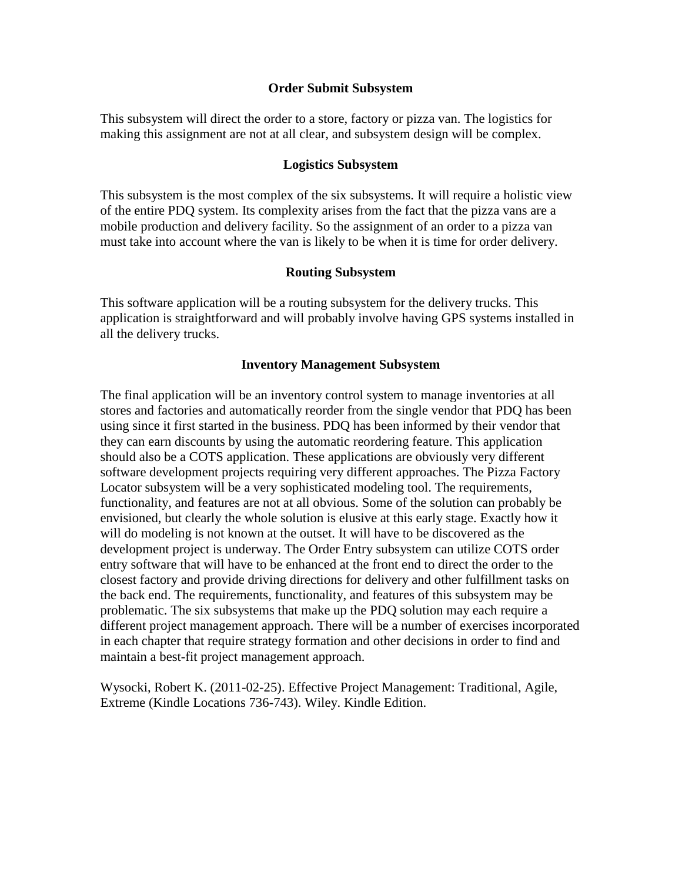## Order Submit Subsystem

This subsystem will direct the order to a store, factory or pizza van. The logistics for making this assignment are not at all clear, and subsystem design will be complex.

## Logistics Subsystem

This subsystem is the most complex of the six subsystems. It will require a holistic view of the entire PDQ system. Its complexity arises from the fact that the pizza vans are a mobile production and delivery facility. So the assignment of an order to a pizza van must take into account where the van is likely to be when it is time for order delivery.

## Routing Subsystem

This software application will be a routing subsystem for the delivery trucks. This application is straightforward and will probably involve having GPS systems installed in all the delivery trucks.

## Inventory Management Subsystem

The final application will be an inventory control system to manage inventories at all stores and factories and automatically reorder from the single vendor that PDQ has been using since it first started in the business. PDQ has been informed by their vendor that they can earn discounts by using the automatic reordering feature. This application should also be a COTS application. These applications are obviously very different software development projects requiring very different approaches. The Pizza Factory Locator subsystem will be a very sophisticated modeling tool. The requirements, functionality, and features are not at all obvious. Some of the solution can probably be envisioned, but clearly the whole solution is elusive at this early stage. Exactly how it will do modeling is not known at the outset. It will have to be discovered as the development project is underway. The Order Entry subsystem can utilize COTS order entry software that will have to be enhanced at the front end to direct the order to the closest factory and provide driving directions for delivery and other fulfillment tasks on the back end. The requirements, functionality, and features of this subsystem may be problematic. The six subsystems that make up the PDQ solution may each require a different project management approach. There will be a number of exercises incorporated in each chapter that require strategy formation and other decisions in order to find and maintain a best-fit project management approach.

Wysocki, Robert K. (2011-02-25). Effective Project Management: Traditional, Agile, Extreme (Kindle Locations 736-743). Wiley. Kindle Edition.